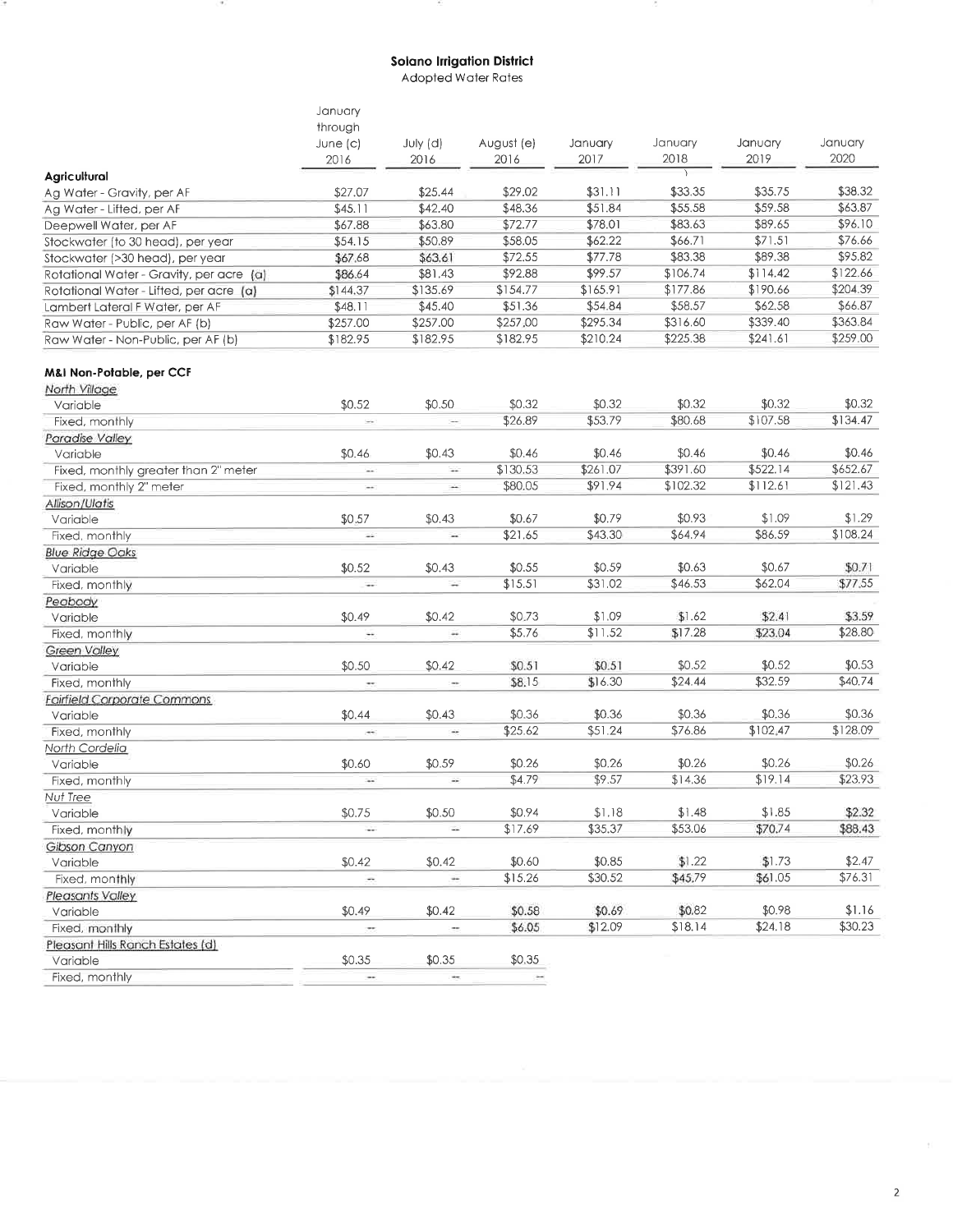# Solano Irrigation District

Adopted Water Rates

| | January through June (c) 2016 | July (d) 2016 | August (e) 2016 | January 2017 | January 2018 | January 2019 | January 2020 |
|---|---|---|---|---|---|---|---|
| **Agricultural** | | | | | | | |
| Ag Water - Gravity, per AF | $27.07 | $25.44 | $29.02 | $31.11 | $33.35 | $35.75 | $38.32 |
| Ag Water - Lifted, per AF | $45.11 | $42.40 | $48.36 | $51.84 | $55.58 | $59.58 | $63.87 |
| Deepwell Water, per AF | $67.88 | $63.80 | $72.77 | $78.01 | $83.63 | $89.65 | $96.10 |
| Stockwater (to 30 head), per year | $54.15 | $50.89 | $58.05 | $62.22 | $66.71 | $71.51 | $76.66 |
| Stockwater (>30 head), per year | $67.68 | $63.61 | $72.55 | $77.78 | $83.38 | $89.38 | $95.82 |
| Rotational Water - Gravity, per acre (a) | $86.64 | $81.43 | $92.88 | $99.57 | $106.74 | $114.42 | $122.66 |
| Rotational Water - Lifted, per acre (a) | $144.37 | $135.69 | $154.77 | $165.91 | $177.86 | $190.66 | $204.39 |
| Lambert Lateral F Water, per AF | $48.11 | $45.40 | $51.36 | $54.84 | $58.57 | $62.58 | $66.87 |
| Raw Water - Public, per AF (b) | $257.00 | $257.00 | $257.00 | $295.34 | $316.60 | $339.40 | $363.84 |
| Raw Water - Non-Public, per AF (b) | $182.95 | $182.95 | $182.95 | $210.24 | $225.38 | $241.61 | $259.00 |
| **M&I Non-Potable, per CCF** | | | | | | | |
| North Village | | | | | | | |
| Variable | $0.52 | $0.50 | $0.32 | $0.32 | $0.32 | $0.32 | $0.32 |
| Fixed, monthly | -- | -- | $26.89 | $53.79 | $80.68 | $107.58 | $134.47 |
| Paradise Valley | | | | | | | |
| Variable | $0.46 | $0.43 | $0.46 | $0.46 | $0.46 | $0.46 | $0.46 |
| Fixed, monthly greater than 2" meter | -- | -- | $130.53 | $261.07 | $391.60 | $522.14 | $652.67 |
| Fixed, monthly 2" meter | -- | -- | $80.05 | $91.94 | $102.32 | $112.61 | $121.43 |
| Allison/Ulatis | | | | | | | |
| Variable | $0.57 | $0.43 | $0.67 | $0.79 | $0.93 | $1.09 | $1.29 |
| Fixed, monthly | -- | -- | $21.65 | $43.30 | $64.94 | $86.59 | $108.24 |
| Blue Ridge Oaks | | | | | | | |
| Variable | $0.52 | $0.43 | $0.55 | $0.59 | $0.63 | $0.67 | $0.71 |
| Fixed, monthly | -- | -- | $15.51 | $31.02 | $46.53 | $62.04 | $77.55 |
| Peabody | | | | | | | |
| Variable | $0.49 | $0.42 | $0.73 | $1.09 | $1.62 | $2.41 | $3.59 |
| Fixed, monthly | -- | -- | $5.76 | $11.52 | $17.28 | $23.04 | $28.80 |
| Green Valley | | | | | | | |
| Variable | $0.50 | $0.42 | $0.51 | $0.51 | $0.52 | $0.52 | $0.53 |
| Fixed, monthly | -- | -- | $8.15 | $16.30 | $24.44 | $32.59 | $40.74 |
| Fairfield Corporate Commons | | | | | | | |
| Variable | $0.44 | $0.43 | $0.36 | $0.36 | $0.36 | $0.36 | $0.36 |
| Fixed, monthly | -- | -- | $25.62 | $51.24 | $76.86 | $102.47 | $128.09 |
| North Cordelia | | | | | | | |
| Variable | $0.60 | $0.59 | $0.26 | $0.26 | $0.26 | $0.26 | $0.26 |
| Fixed, monthly | -- | -- | $4.79 | $9.57 | $14.36 | $19.14 | $23.93 |
| Nut Tree | | | | | | | |
| Variable | $0.75 | $0.50 | $0.94 | $1.18 | $1.48 | $1.85 | $2.32 |
| Fixed, monthly | -- | -- | $17.69 | $35.37 | $53.06 | $70.74 | $88.43 |
| Gibson Canyon | | | | | | | |
| Variable | $0.42 | $0.42 | $0.60 | $0.85 | $1.22 | $1.73 | $2.47 |
| Fixed, monthly | -- | -- | $15.26 | $30.52 | $45.79 | $61.05 | $76.31 |
| Pleasants Valley | | | | | | | |
| Variable | $0.49 | $0.42 | $0.58 | $0.69 | $0.82 | $0.98 | $1.16 |
| Fixed, monthly | -- | -- | $6.05 | $12.09 | $18.14 | $24.18 | $30.23 |
| Pleasant Hills Ranch Estates (d) | | | | | | | |
| Variable | $0.35 | $0.35 | $0.35 | | | | |
| Fixed, monthly | -- | -- | -- | | | | |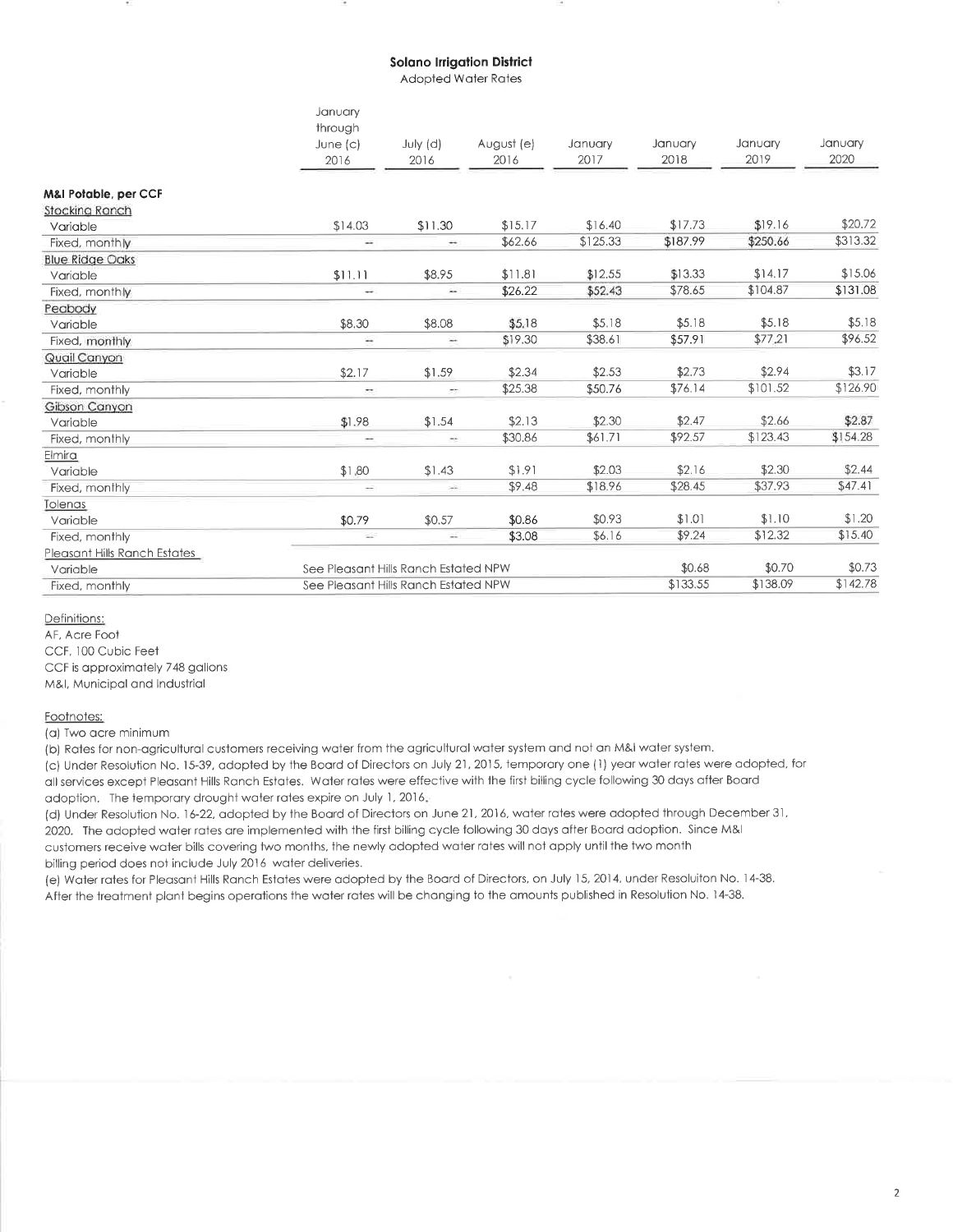**Solano Irrigation District**

Adopted Water Rates

| | January through June (c) 2016 | July (d) 2016 | August (e) 2016 | January 2017 | January 2018 | January 2019 | January 2020 |
|---|---|---|---|---|---|---|---|
| **M&I Potable, per CCF** | | | | | | | |
| Stocking Ranch | | | | | | | |
| Variable | $14.03 | $11.30 | $15.17 | $16.40 | $17.73 | $19.16 | $20.72 |
| Fixed, monthly | -- | -- | $62.66 | $125.33 | $187.99 | $250.66 | $313.32 |
| Blue Ridge Oaks | | | | | | | |
| Variable | $11.11 | $8.95 | $11.81 | $12.55 | $13.33 | $14.17 | $15.06 |
| Fixed, monthly | -- | -- | $26.22 | $52.43 | $78.65 | $104.87 | $131.08 |
| Peabody | | | | | | | |
| Variable | $8.30 | $8.08 | $5.18 | $5.18 | $5.18 | $5.18 | $5.18 |
| Fixed, monthly | -- | -- | $19.30 | $38.61 | $57.91 | $77.21 | $96.52 |
| Quail Canyon | | | | | | | |
| Variable | $2.17 | $1.59 | $2.34 | $2.53 | $2.73 | $2.94 | $3.17 |
| Fixed, monthly | -- | -- | $25.38 | $50.76 | $76.14 | $101.52 | $126.90 |
| Gibson Canyon | | | | | | | |
| Variable | $1.98 | $1.54 | $2.13 | $2.30 | $2.47 | $2.66 | $2.87 |
| Fixed, monthly | -- | -- | $30.86 | $61.71 | $92.57 | $123.43 | $154.28 |
| Elmira | | | | | | | |
| Variable | $1.80 | $1.43 | $1.91 | $2.03 | $2.16 | $2.30 | $2.44 |
| Fixed, monthly | -- | -- | $9.48 | $18.96 | $28.45 | $37.93 | $47.41 |
| Tolenas | | | | | | | |
| Variable | $0.79 | $0.57 | $0.86 | $0.93 | $1.01 | $1.10 | $1.20 |
| Fixed, monthly | -- | -- | $3.08 | $6.16 | $9.24 | $12.32 | $15.40 |
| Pleasant Hills Ranch Estates | | | | | | | |
| Variable | See Pleasant Hills Ranch Estated NPW | | | | $0.68 | $0.70 | $0.73 |
| Fixed, monthly | See Pleasant Hills Ranch Estated NPW | | | | $133.55 | $138.09 | $142.78 |

Definitions:

AF, Acre Foot

CCF, 100 Cubic Feet

CCF is approximately 748 gallons

M&I, Municipal and Industrial

Footnotes:

(a) Two acre minimum

(b) Rates for non-agricultural customers receiving water from the agricultural water system and not an M&I water system.

(c) Under Resolution No. 15-39, adopted by the Board of Directors on July 21, 2015, temporary one (1) year water rates were adopted, for all services except Pleasant Hills Ranch Estates. Water rates were effective with the first billing cycle following 30 days after Board adoption. The temporary drought water rates expire on July 1, 2016.

(d) Under Resolution No. 16-22, adopted by the Board of Directors on June 21, 2016, water rates were adopted through December 31, 2020. The adopted water rates are implemented with the first billing cycle following 30 days after Board adoption. Since M&I customers receive water bills covering two months, the newly adopted water rates will not apply until the two month billing period does not include July 2016 water deliveries.

(e) Water rates for Pleasant Hills Ranch Estates were adopted by the Board of Directors, on July 15, 2014, under Resoluiton No. 14-38. After the treatment plant begins operations the water rates will be changing to the amounts published in Resolution No. 14-38.